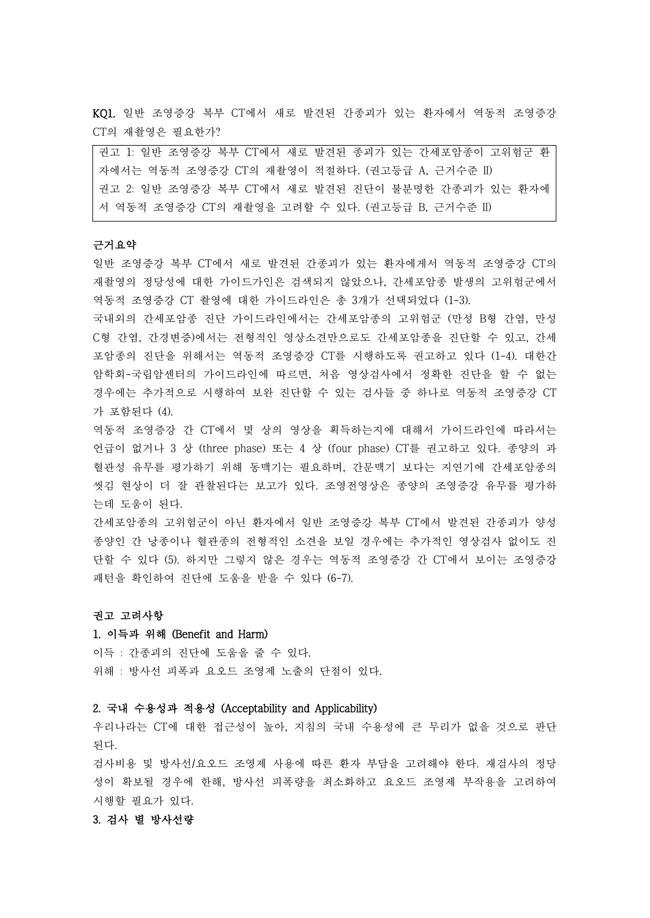**KQ1.** 일반 조영증강 복부 CT에서 새로 발견된 간종괴가 있는 환자에서 역동적 조영증강 CT의 재촬영은 필요한가?

> 권고 1: 일반 조영증강 복부 CT에서 새로 발견된 종괴가 있는 간세포암종이 고위험군 환자에서는 역동적 조영증강 CT의 재촬영이 적절하다. (권고등급 A, 근거수준 II)
> 권고 2: 일반 조영증강 복부 CT에서 새로 발견된 진단이 불분명한 간종괴가 있는 환자에서 역동적 조영증강 CT의 재촬영을 고려할 수 있다. (권고등급 B, 근거수준 II)

**근거요약**

일반 조영증강 복부 CT에서 새로 발견된 간종괴가 있는 환자에게서 역동적 조영증강 CT의 재촬영의 정당성에 대한 가이드가인은 검색되지 않았으나, 간세포암종 발생의 고위험군에서 역동적 조영증강 CT 촬영에 대한 가이드라인은 총 3개가 선택되었다 (1-3).

국내외의 간세포암종 진단 가이드라인에서는 간세포암종의 고위험군 (만성 B형 간염, 만성 C형 간염, 간경변증)에서는 전형적인 영상소견만으로도 간세포암종을 진단할 수 있고, 간세포암종의 진단을 위해서는 역동적 조영증강 CT를 시행하도록 권고하고 있다 (1-4). 대한간암학회-국립암센터의 가이드라인에 따르면, 처음 영상검사에서 정확한 진단을 할 수 없는 경우에는 추가적으로 시행하여 보완 진단할 수 있는 검사들 중 하나로 역동적 조영증강 CT가 포함된다 (4).

역동적 조영증강 간 CT에서 몇 상의 영상을 획득하는지에 대해서 가이드라인에 따라서는 언급이 없거나 3 상 (three phase) 또는 4 상 (four phase) CT를 권고하고 있다. 종양의 과혈관성 유무를 평가하기 위해 동맥기는 필요하며, 간문맥기 보다는 지연기에 간세포암종의 씻김 현상이 더 잘 관찰된다는 보고가 있다. 조영전영상은 종양의 조영증강 유무를 평가하는데 도움이 된다.

간세포암종의 고위험군이 아닌 환자에서 일반 조영증강 복부 CT에서 발견된 간종괴가 양성종양인 간 낭종이나 혈관종의 전형적인 소견을 보일 경우에는 추가적인 영상검사 없이도 진단할 수 있다 (5). 하지만 그렇지 않은 경우는 역동적 조영증강 간 CT에서 보이는 조영증강 패턴을 확인하여 진단에 도움을 받을 수 있다 (6-7).

**권고 고려사항**

**1. 이득과 위해 (Benefit and Harm)**

이득 : 간종괴의 진단에 도움을 줄 수 있다.

위해 : 방사선 피폭과 요오드 조영제 노출의 단점이 있다.

**2. 국내 수용성과 적용성 (Acceptability and Applicability)**

우리나라는 CT에 대한 접근성이 높아, 지침의 국내 수용성에 큰 무리가 없을 것으로 판단된다.

검사비용 및 방사선/요오드 조영제 사용에 따른 환자 부담을 고려해야 한다. 재검사의 정당성이 확보될 경우에 한해, 방사선 피폭량을 최소화하고 요오드 조영제 부작용을 고려하여 시행할 필요가 있다.

**3. 검사 별 방사선량**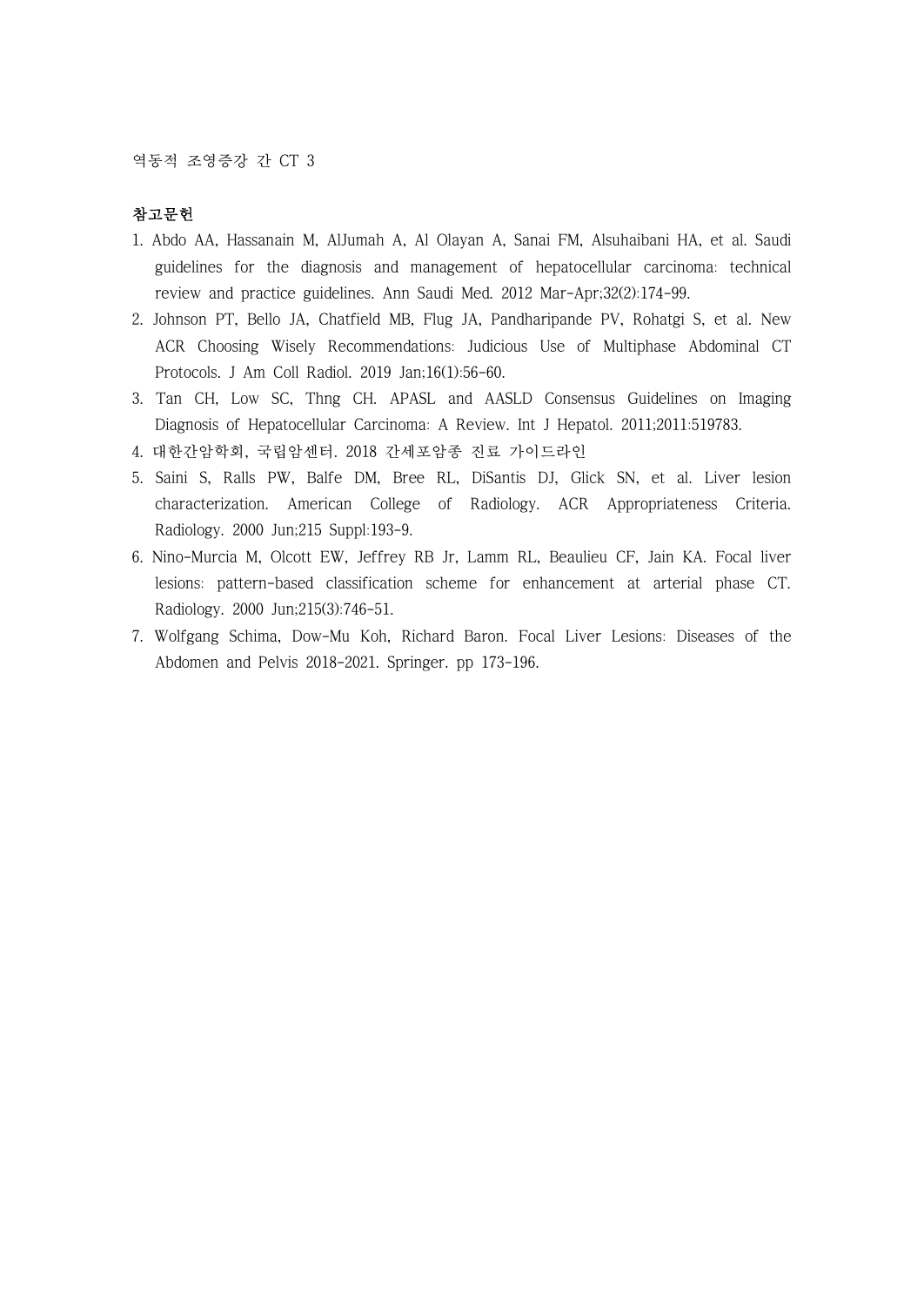**참고문헌**

1. Abdo AA, Hassanain M, AlJumah A, Al Olayan A, Sanai FM, Alsuhaibani HA, et al. Saudi guidelines for the diagnosis and management of hepatocellular carcinoma: technical review and practice guidelines. Ann Saudi Med. 2012 Mar-Apr;32(2):174-99.
2. Johnson PT, Bello JA, Chatfield MB, Flug JA, Pandharipande PV, Rohatgi S, et al. New ACR Choosing Wisely Recommendations: Judicious Use of Multiphase Abdominal CT Protocols. J Am Coll Radiol. 2019 Jan;16(1):56-60.
3. Tan CH, Low SC, Thng CH. APASL and AASLD Consensus Guidelines on Imaging Diagnosis of Hepatocellular Carcinoma: A Review. Int J Hepatol. 2011;2011:519783.
4. 대한간암학회, 국립암센터. 2018 간세포암종 진료 가이드라인
5. Saini S, Ralls PW, Balfe DM, Bree RL, DiSantis DJ, Glick SN, et al. Liver lesion characterization. American College of Radiology. ACR Appropriateness Criteria. Radiology. 2000 Jun;215 Suppl:193-9.
6. Nino-Murcia M, Olcott EW, Jeffrey RB Jr, Lamm RL, Beaulieu CF, Jain KA. Focal liver lesions: pattern-based classification scheme for enhancement at arterial phase CT. Radiology. 2000 Jun;215(3):746-51.
7. Wolfgang Schima, Dow-Mu Koh, Richard Baron. Focal Liver Lesions: Diseases of the Abdomen and Pelvis 2018-2021. Springer. pp 173-196.